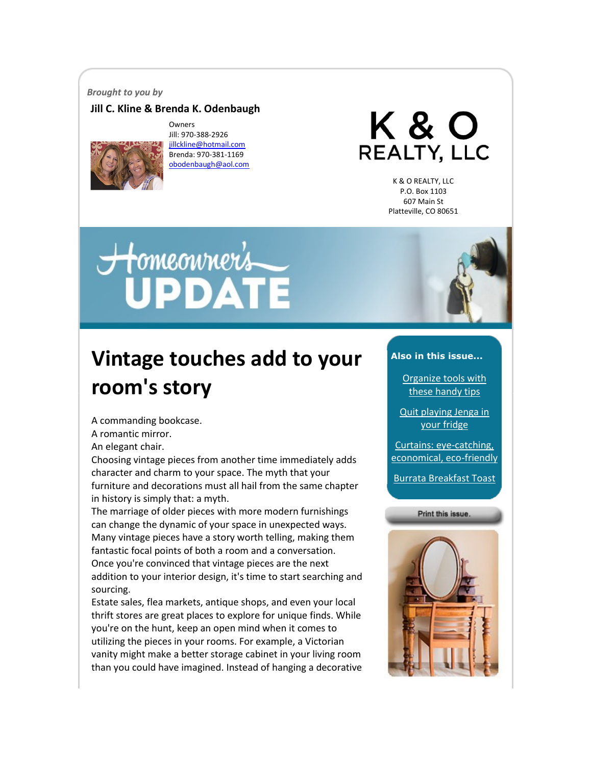*Brought to you by*

**Jill C. Kline & Brenda K. Odenbaugh**

Owners
Jill: 970-388-2926
jillckline@hotmail.com
Brenda: 970-381-1169
obodenbaugh@aol.com

K & O REALTY, LLC

K & O REALTY, LLC
P.O. Box 1103
607 Main St
Platteville, CO 80651

Homeowner's UPDATE

# Vintage touches add to your room's story

A commanding bookcase.
A romantic mirror.
An elegant chair.
Choosing vintage pieces from another time immediately adds character and charm to your space. The myth that your furniture and decorations must all hail from the same chapter in history is simply that: a myth.
The marriage of older pieces with more modern furnishings can change the dynamic of your space in unexpected ways. Many vintage pieces have a story worth telling, making them fantastic focal points of both a room and a conversation.
Once you're convinced that vintage pieces are the next addition to your interior design, it's time to start searching and sourcing.
Estate sales, flea markets, antique shops, and even your local thrift stores are great places to explore for unique finds. While you're on the hunt, keep an open mind when it comes to utilizing the pieces in your rooms. For example, a Victorian vanity might make a better storage cabinet in your living room than you could have imagined. Instead of hanging a decorative

**Also in this issue...**

- Organize tools with these handy tips
- Quit playing Jenga in your fridge
- Curtains: eye-catching, economical, eco-friendly
- Burrata Breakfast Toast

Print this issue.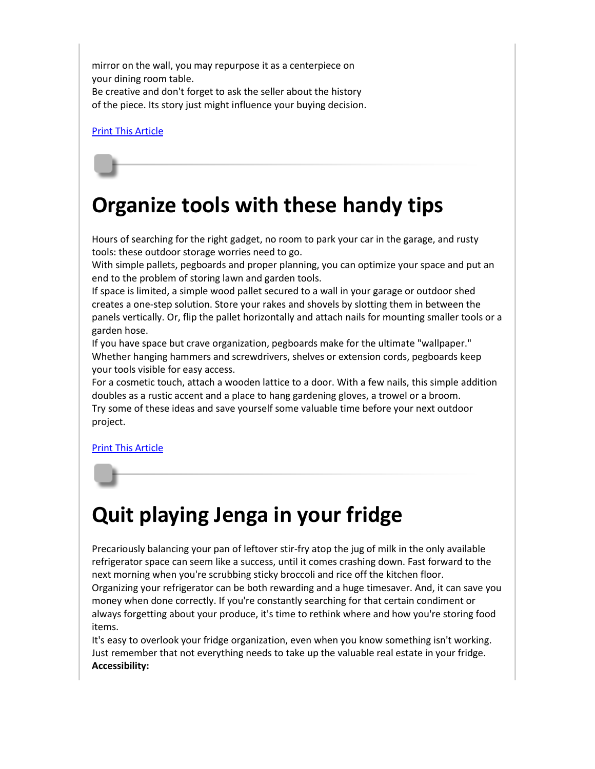mirror on the wall, you may repurpose it as a centerpiece on your dining room table.
Be creative and don't forget to ask the seller about the history of the piece. Its story just might influence your buying decision.

[Print This Article]

# Organize tools with these handy tips

Hours of searching for the right gadget, no room to park your car in the garage, and rusty tools: these outdoor storage worries need to go.
With simple pallets, pegboards and proper planning, you can optimize your space and put an end to the problem of storing lawn and garden tools.
If space is limited, a simple wood pallet secured to a wall in your garage or outdoor shed creates a one-step solution. Store your rakes and shovels by slotting them in between the panels vertically. Or, flip the pallet horizontally and attach nails for mounting smaller tools or a garden hose.
If you have space but crave organization, pegboards make for the ultimate "wallpaper." Whether hanging hammers and screwdrivers, shelves or extension cords, pegboards keep your tools visible for easy access.
For a cosmetic touch, attach a wooden lattice to a door. With a few nails, this simple addition doubles as a rustic accent and a place to hang gardening gloves, a trowel or a broom.
Try some of these ideas and save yourself some valuable time before your next outdoor project.

[Print This Article]

# Quit playing Jenga in your fridge

Precariously balancing your pan of leftover stir-fry atop the jug of milk in the only available refrigerator space can seem like a success, until it comes crashing down. Fast forward to the next morning when you're scrubbing sticky broccoli and rice off the kitchen floor.
Organizing your refrigerator can be both rewarding and a huge timesaver. And, it can save you money when done correctly. If you're constantly searching for that certain condiment or always forgetting about your produce, it's time to rethink where and how you're storing food items.
It's easy to overlook your fridge organization, even when you know something isn't working. Just remember that not everything needs to take up the valuable real estate in your fridge.
**Accessibility:**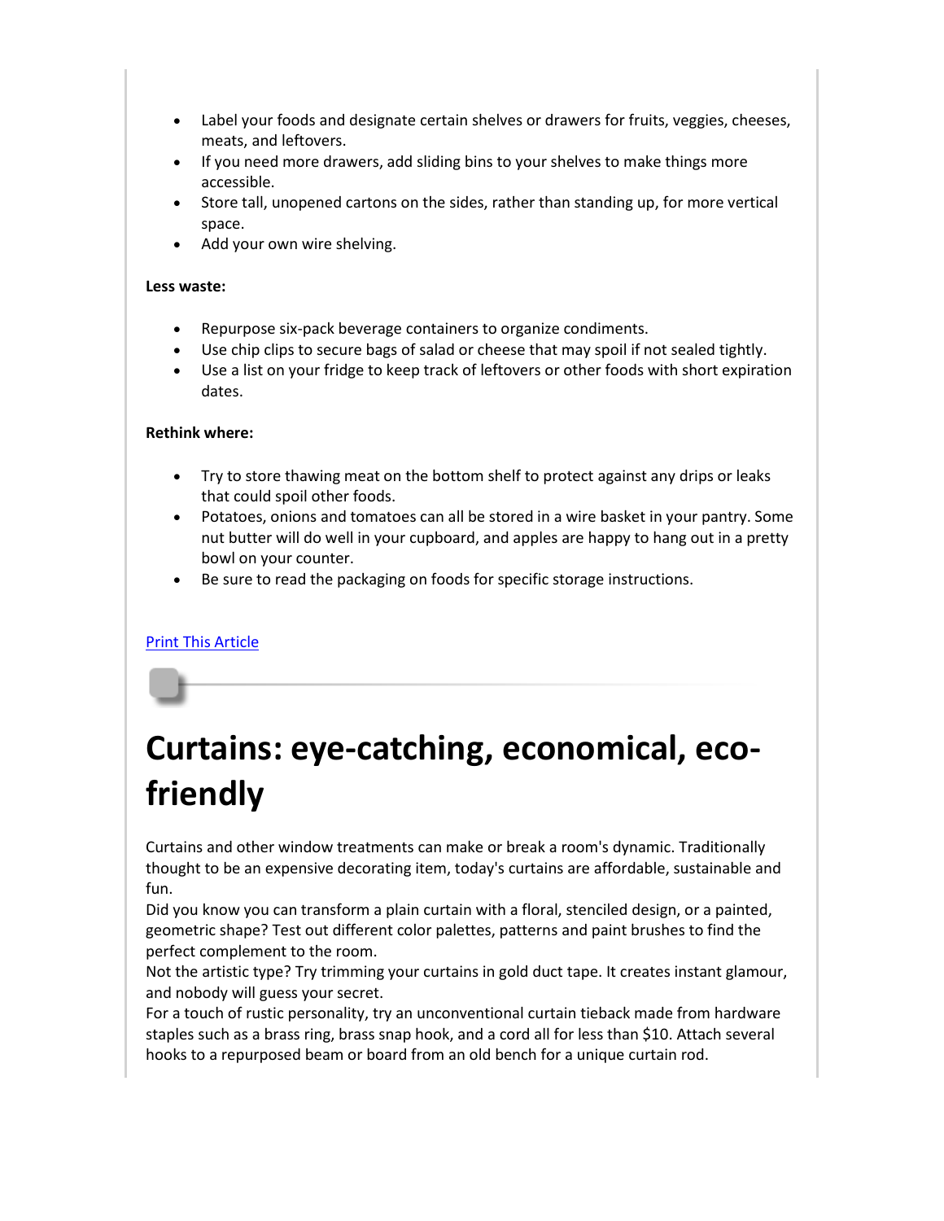- Label your foods and designate certain shelves or drawers for fruits, veggies, cheeses, meats, and leftovers.
- If you need more drawers, add sliding bins to your shelves to make things more accessible.
- Store tall, unopened cartons on the sides, rather than standing up, for more vertical space.
- Add your own wire shelving.

**Less waste:**

- Repurpose six-pack beverage containers to organize condiments.
- Use chip clips to secure bags of salad or cheese that may spoil if not sealed tightly.
- Use a list on your fridge to keep track of leftovers or other foods with short expiration dates.

**Rethink where:**

- Try to store thawing meat on the bottom shelf to protect against any drips or leaks that could spoil other foods.
- Potatoes, onions and tomatoes can all be stored in a wire basket in your pantry. Some nut butter will do well in your cupboard, and apples are happy to hang out in a pretty bowl on your counter.
- Be sure to read the packaging on foods for specific storage instructions.

Print This Article

# Curtains: eye-catching, economical, eco-friendly

Curtains and other window treatments can make or break a room's dynamic. Traditionally thought to be an expensive decorating item, today's curtains are affordable, sustainable and fun.

Did you know you can transform a plain curtain with a floral, stenciled design, or a painted, geometric shape? Test out different color palettes, patterns and paint brushes to find the perfect complement to the room.

Not the artistic type? Try trimming your curtains in gold duct tape. It creates instant glamour, and nobody will guess your secret.

For a touch of rustic personality, try an unconventional curtain tieback made from hardware staples such as a brass ring, brass snap hook, and a cord all for less than $10. Attach several hooks to a repurposed beam or board from an old bench for a unique curtain rod.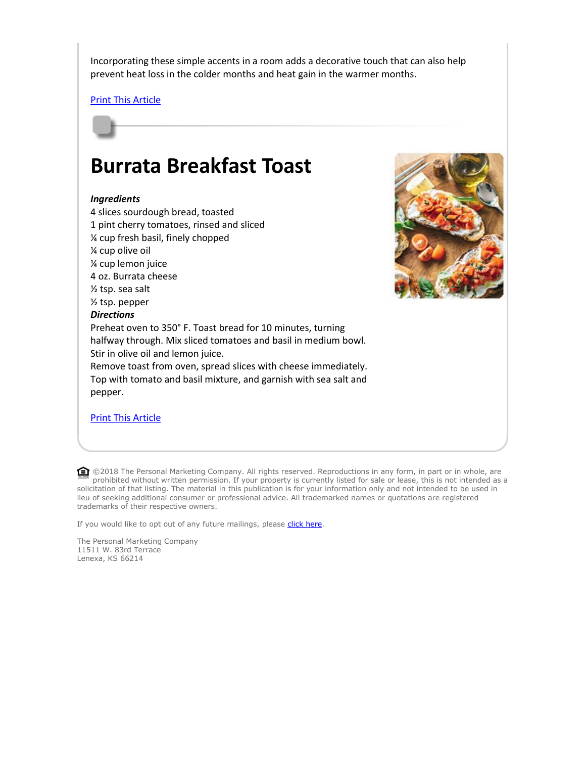Incorporating these simple accents in a room adds a decorative touch that can also help prevent heat loss in the colder months and heat gain in the warmer months.

Print This Article

# Burrata Breakfast Toast

***Ingredients***

4 slices sourdough bread, toasted
1 pint cherry tomatoes, rinsed and sliced
¼ cup fresh basil, finely chopped
¼ cup olive oil
¼ cup lemon juice
4 oz. Burrata cheese
½ tsp. sea salt
½ tsp. pepper

***Directions***

Preheat oven to 350° F. Toast bread for 10 minutes, turning halfway through. Mix sliced tomatoes and basil in medium bowl. Stir in olive oil and lemon juice.
Remove toast from oven, spread slices with cheese immediately. Top with tomato and basil mixture, and garnish with sea salt and pepper.

Print This Article

©2018 The Personal Marketing Company. All rights reserved. Reproductions in any form, in part or in whole, are prohibited without written permission. If your property is currently listed for sale or lease, this is not intended as a solicitation of that listing. The material in this publication is for your information only and not intended to be used in lieu of seeking additional consumer or professional advice. All trademarked names or quotations are registered trademarks of their respective owners.

If you would like to opt out of any future mailings, please click here.

The Personal Marketing Company
11511 W. 83rd Terrace
Lenexa, KS 66214